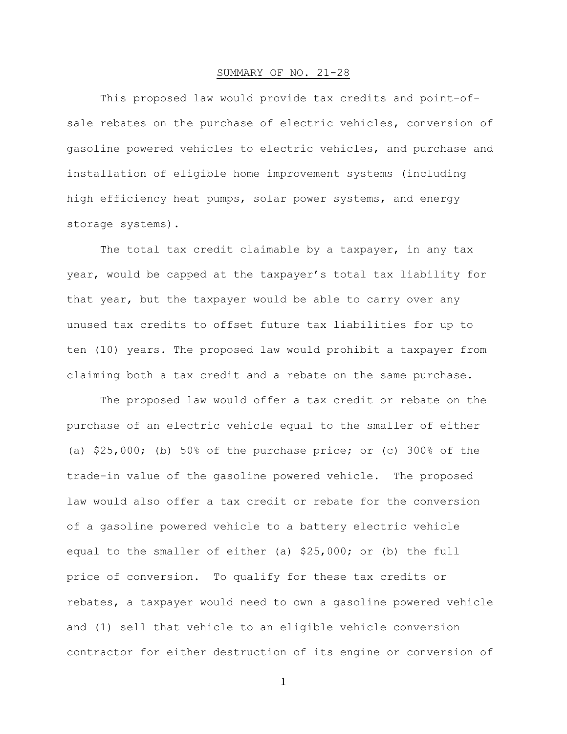# SUMMARY OF NO. 21-28

This proposed law would provide tax credits and point-of-sale rebates on the purchase of electric vehicles, conversion of gasoline powered vehicles to electric vehicles, and purchase and installation of eligible home improvement systems (including high efficiency heat pumps, solar power systems, and energy storage systems).

The total tax credit claimable by a taxpayer, in any tax year, would be capped at the taxpayer's total tax liability for that year, but the taxpayer would be able to carry over any unused tax credits to offset future tax liabilities for up to ten (10) years. The proposed law would prohibit a taxpayer from claiming both a tax credit and a rebate on the same purchase.

The proposed law would offer a tax credit or rebate on the purchase of an electric vehicle equal to the smaller of either (a) $25,000; (b) 50% of the purchase price; or (c) 300% of the trade-in value of the gasoline powered vehicle. The proposed law would also offer a tax credit or rebate for the conversion of a gasoline powered vehicle to a battery electric vehicle equal to the smaller of either (a) $25,000; or (b) the full price of conversion. To qualify for these tax credits or rebates, a taxpayer would need to own a gasoline powered vehicle and (1) sell that vehicle to an eligible vehicle conversion contractor for either destruction of its engine or conversion of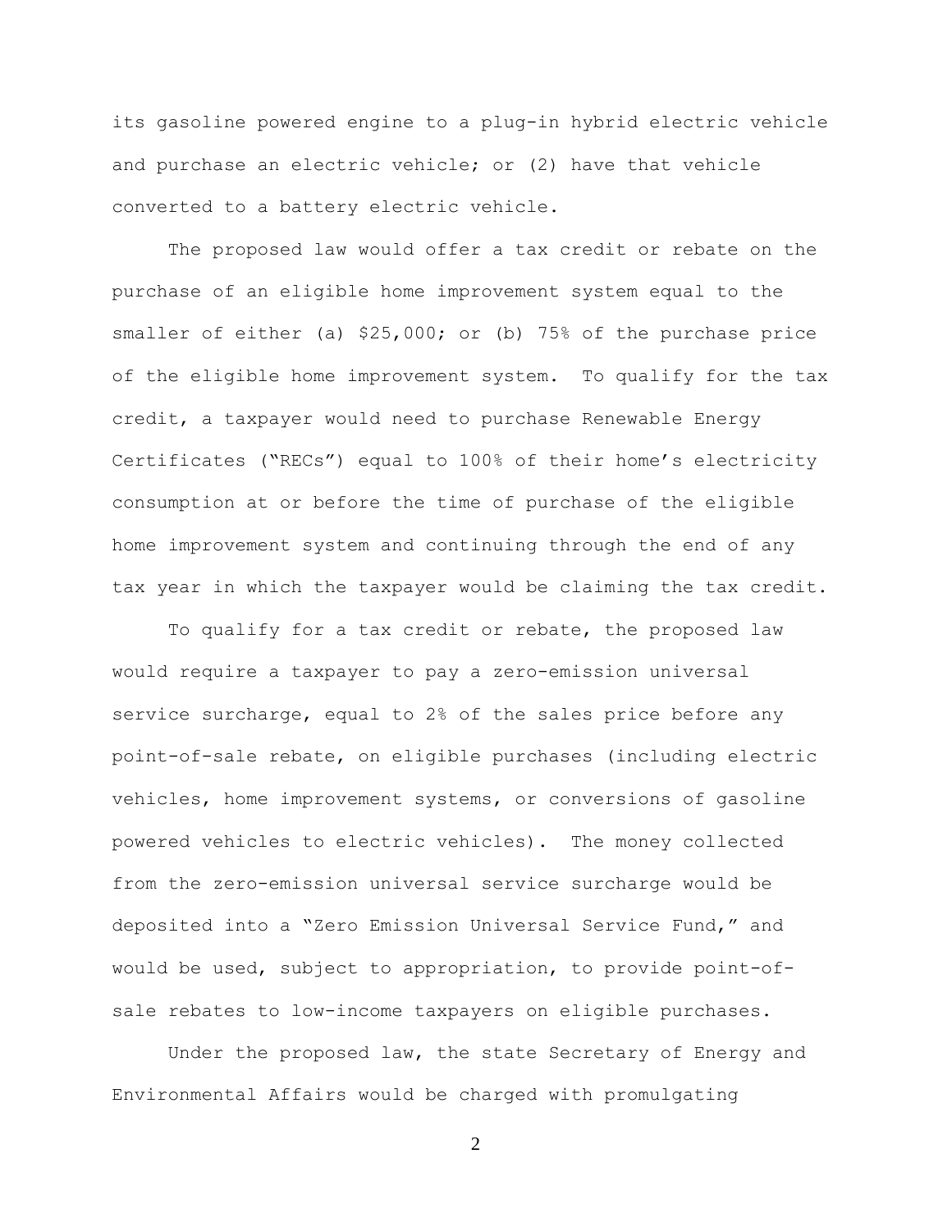its gasoline powered engine to a plug-in hybrid electric vehicle and purchase an electric vehicle; or (2) have that vehicle converted to a battery electric vehicle.

The proposed law would offer a tax credit or rebate on the purchase of an eligible home improvement system equal to the smaller of either (a) $25,000; or (b) 75% of the purchase price of the eligible home improvement system. To qualify for the tax credit, a taxpayer would need to purchase Renewable Energy Certificates ("RECs") equal to 100% of their home's electricity consumption at or before the time of purchase of the eligible home improvement system and continuing through the end of any tax year in which the taxpayer would be claiming the tax credit.

To qualify for a tax credit or rebate, the proposed law would require a taxpayer to pay a zero-emission universal service surcharge, equal to 2% of the sales price before any point-of-sale rebate, on eligible purchases (including electric vehicles, home improvement systems, or conversions of gasoline powered vehicles to electric vehicles). The money collected from the zero-emission universal service surcharge would be deposited into a "Zero Emission Universal Service Fund," and would be used, subject to appropriation, to provide point-of-sale rebates to low-income taxpayers on eligible purchases.

Under the proposed law, the state Secretary of Energy and Environmental Affairs would be charged with promulgating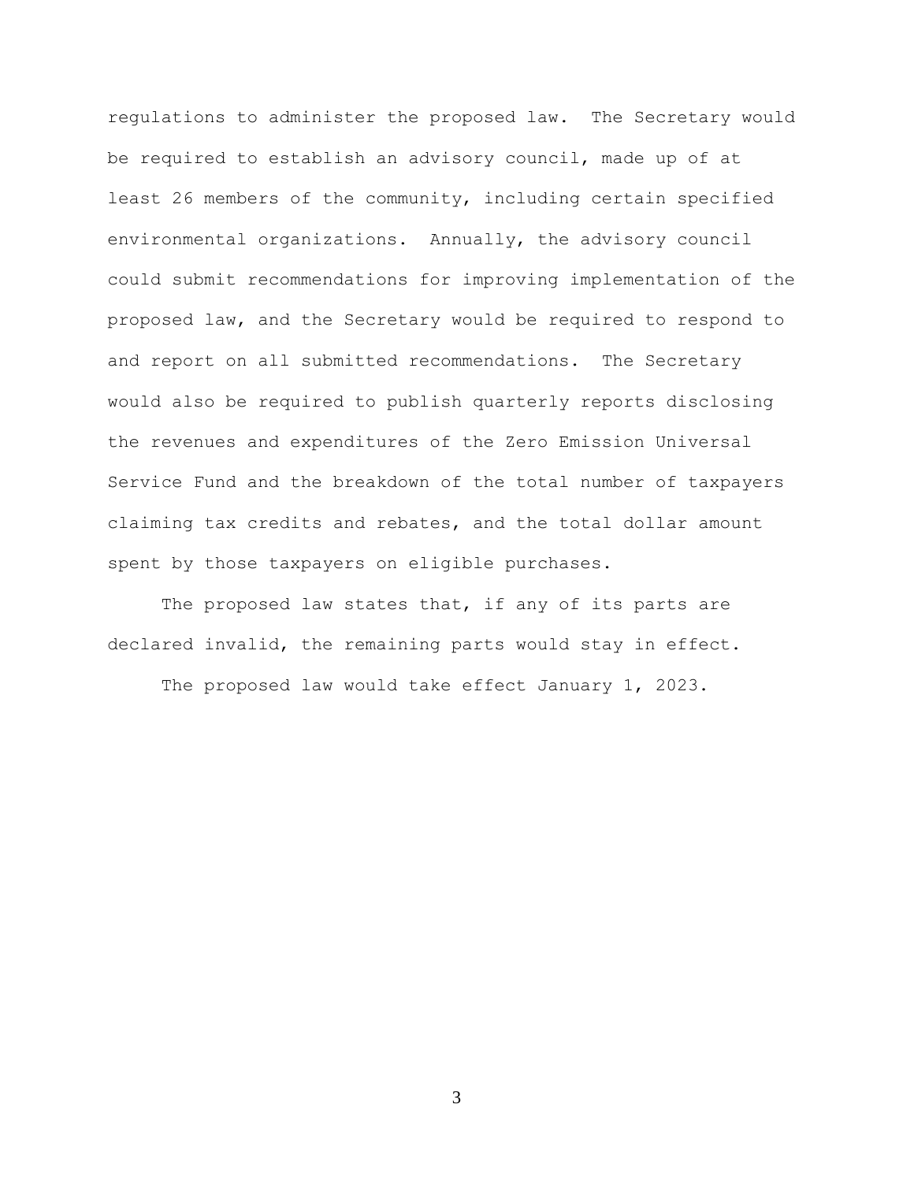regulations to administer the proposed law. The Secretary would be required to establish an advisory council, made up of at least 26 members of the community, including certain specified environmental organizations. Annually, the advisory council could submit recommendations for improving implementation of the proposed law, and the Secretary would be required to respond to and report on all submitted recommendations. The Secretary would also be required to publish quarterly reports disclosing the revenues and expenditures of the Zero Emission Universal Service Fund and the breakdown of the total number of taxpayers claiming tax credits and rebates, and the total dollar amount spent by those taxpayers on eligible purchases.

The proposed law states that, if any of its parts are declared invalid, the remaining parts would stay in effect.

The proposed law would take effect January 1, 2023.